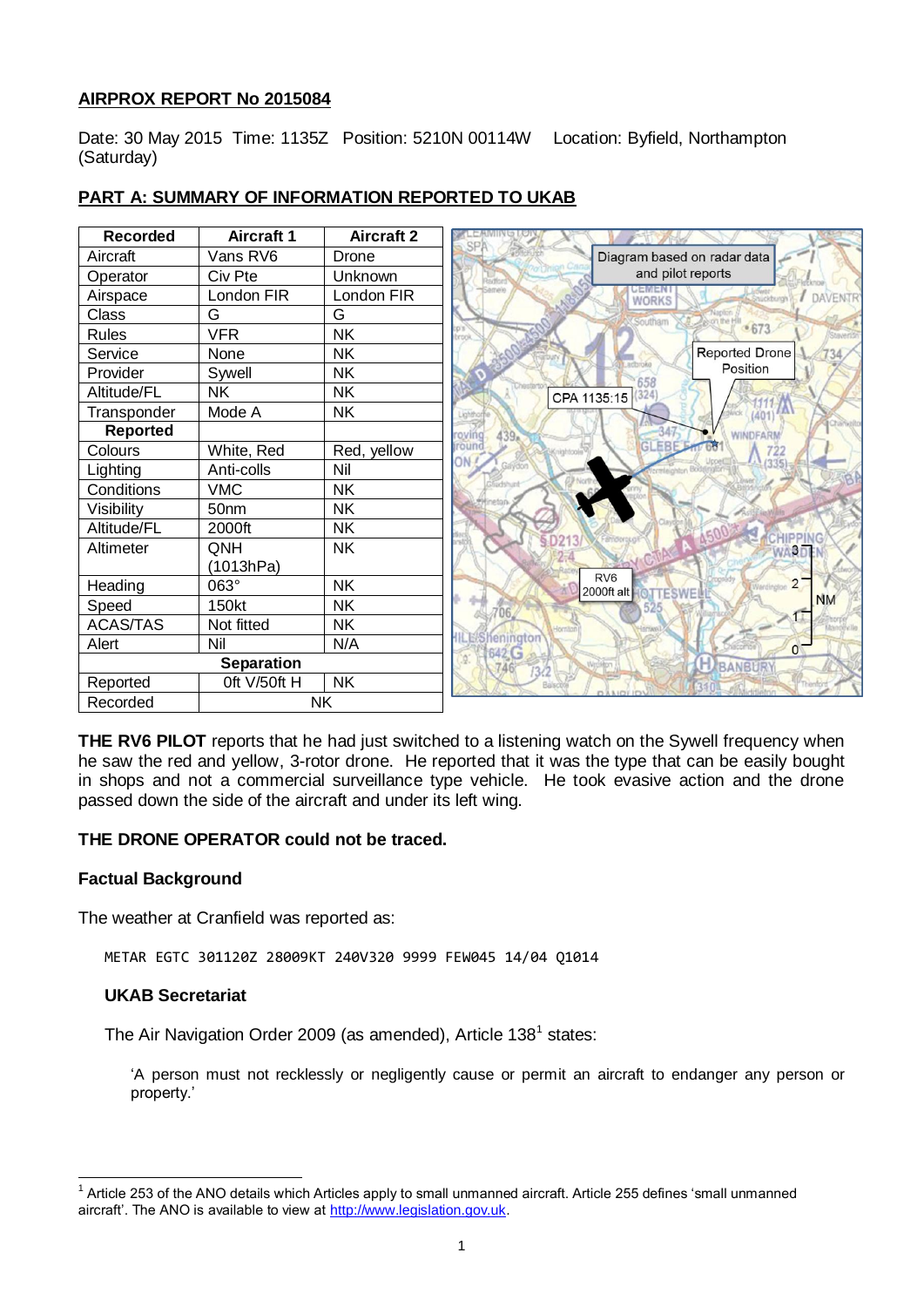## AIRPROX REPORT No 2015084

Date: 30 May 2015 Time: 1135Z Position: 5210N 00114W Location: Byfield, Northampton (Saturday)

## PART A: SUMMARY OF INFORMATION REPORTED TO UKAB

| Recorded | Aircraft 1 | Aircraft 2 |
|---|---|---|
| Aircraft | Vans RV6 | Drone |
| Operator | Civ Pte | Unknown |
| Airspace | London FIR | London FIR |
| Class | G | G |
| Rules | VFR | NK |
| Service | None | NK |
| Provider | Sywell | NK |
| Altitude/FL | NK | NK |
| Transponder | Mode A | NK |
| **Reported** | | |
| Colours | White, Red | Red, yellow |
| Lighting | Anti-colls | Nil |
| Conditions | VMC | NK |
| Visibility | 50nm | NK |
| Altitude/FL | 2000ft | NK |
| Altimeter | QNH (1013hPa) | NK |
| Heading | 063° | NK |
| Speed | 150kt | NK |
| ACAS/TAS | Not fitted | NK |
| Alert | Nil | N/A |
| **Separation** | | |
| Reported | 0ft V/50ft H | NK |
| Recorded | NK | |

Diagram based on radar data and pilot reports

**THE RV6 PILOT** reports that he had just switched to a listening watch on the Sywell frequency when he saw the red and yellow, 3-rotor drone. He reported that it was the type that can be easily bought in shops and not a commercial surveillance type vehicle. He took evasive action and the drone passed down the side of the aircraft and under its left wing.

**THE DRONE OPERATOR could not be traced.**

### Factual Background

The weather at Cranfield was reported as:

```
METAR EGTC 301120Z 28009KT 240V320 9999 FEW045 14/04 Q1014
```

#### UKAB Secretariat

The Air Navigation Order 2009 (as amended), Article 138[1] states:

'A person must not recklessly or negligently cause or permit an aircraft to endanger any person or property.'

[1] Article 253 of the ANO details which Articles apply to small unmanned aircraft. Article 255 defines 'small unmanned aircraft'. The ANO is available to view at http://www.legislation.gov.uk.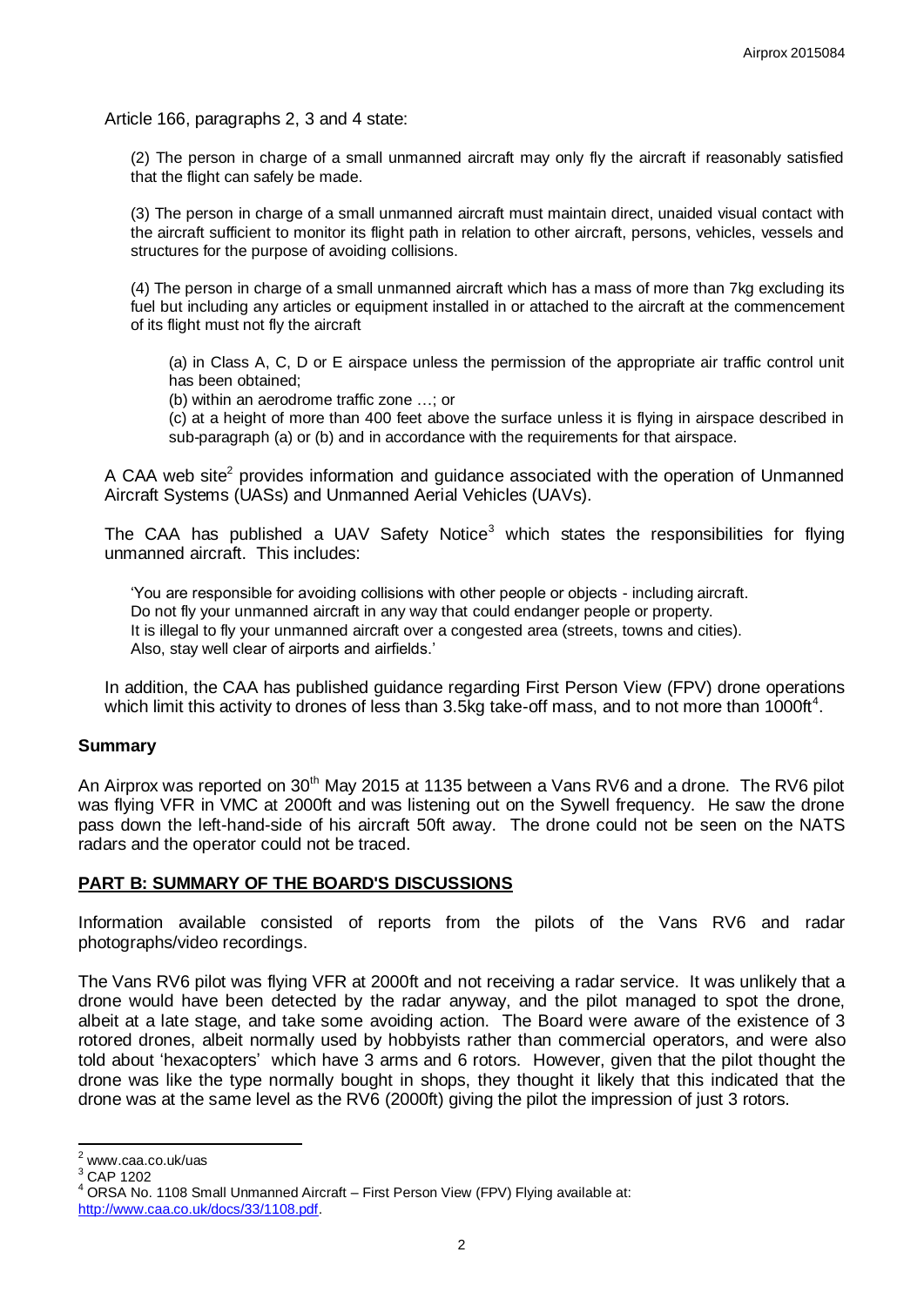Article 166, paragraphs 2, 3 and 4 state:

(2) The person in charge of a small unmanned aircraft may only fly the aircraft if reasonably satisfied that the flight can safely be made.

(3) The person in charge of a small unmanned aircraft must maintain direct, unaided visual contact with the aircraft sufficient to monitor its flight path in relation to other aircraft, persons, vehicles, vessels and structures for the purpose of avoiding collisions.

(4) The person in charge of a small unmanned aircraft which has a mass of more than 7kg excluding its fuel but including any articles or equipment installed in or attached to the aircraft at the commencement of its flight must not fly the aircraft

(a) in Class A, C, D or E airspace unless the permission of the appropriate air traffic control unit has been obtained;

(b) within an aerodrome traffic zone …; or

(c) at a height of more than 400 feet above the surface unless it is flying in airspace described in sub-paragraph (a) or (b) and in accordance with the requirements for that airspace.

A CAA web site[2] provides information and guidance associated with the operation of Unmanned Aircraft Systems (UASs) and Unmanned Aerial Vehicles (UAVs).

The CAA has published a UAV Safety Notice[3] which states the responsibilities for flying unmanned aircraft. This includes:

'You are responsible for avoiding collisions with other people or objects - including aircraft.
Do not fly your unmanned aircraft in any way that could endanger people or property.
It is illegal to fly your unmanned aircraft over a congested area (streets, towns and cities).
Also, stay well clear of airports and airfields.'

In addition, the CAA has published guidance regarding First Person View (FPV) drone operations which limit this activity to drones of less than 3.5kg take-off mass, and to not more than 1000ft[4].

## Summary

An Airprox was reported on 30th May 2015 at 1135 between a Vans RV6 and a drone. The RV6 pilot was flying VFR in VMC at 2000ft and was listening out on the Sywell frequency. He saw the drone pass down the left-hand-side of his aircraft 50ft away. The drone could not be seen on the NATS radars and the operator could not be traced.

## PART B: SUMMARY OF THE BOARD'S DISCUSSIONS

Information available consisted of reports from the pilots of the Vans RV6 and radar photographs/video recordings.

The Vans RV6 pilot was flying VFR at 2000ft and not receiving a radar service. It was unlikely that a drone would have been detected by the radar anyway, and the pilot managed to spot the drone, albeit at a late stage, and take some avoiding action. The Board were aware of the existence of 3 rotored drones, albeit normally used by hobbyists rather than commercial operators, and were also told about 'hexacopters' which have 3 arms and 6 rotors. However, given that the pilot thought the drone was like the type normally bought in shops, they thought it likely that this indicated that the drone was at the same level as the RV6 (2000ft) giving the pilot the impression of just 3 rotors.

---

[2] www.caa.co.uk/uas

[3] CAP 1202

[4] ORSA No. 1108 Small Unmanned Aircraft – First Person View (FPV) Flying available at: http://www.caa.co.uk/docs/33/1108.pdf.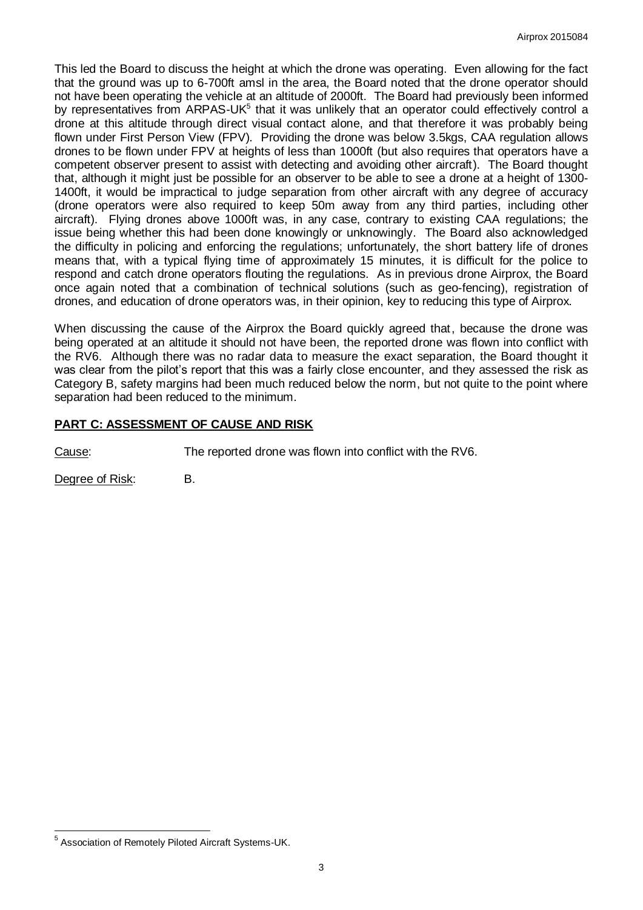This led the Board to discuss the height at which the drone was operating. Even allowing for the fact that the ground was up to 6-700ft amsl in the area, the Board noted that the drone operator should not have been operating the vehicle at an altitude of 2000ft. The Board had previously been informed by representatives from ARPAS-UK[5] that it was unlikely that an operator could effectively control a drone at this altitude through direct visual contact alone, and that therefore it was probably being flown under First Person View (FPV). Providing the drone was below 3.5kgs, CAA regulation allows drones to be flown under FPV at heights of less than 1000ft (but also requires that operators have a competent observer present to assist with detecting and avoiding other aircraft). The Board thought that, although it might just be possible for an observer to be able to see a drone at a height of 1300-1400ft, it would be impractical to judge separation from other aircraft with any degree of accuracy (drone operators were also required to keep 50m away from any third parties, including other aircraft). Flying drones above 1000ft was, in any case, contrary to existing CAA regulations; the issue being whether this had been done knowingly or unknowingly. The Board also acknowledged the difficulty in policing and enforcing the regulations; unfortunately, the short battery life of drones means that, with a typical flying time of approximately 15 minutes, it is difficult for the police to respond and catch drone operators flouting the regulations. As in previous drone Airprox, the Board once again noted that a combination of technical solutions (such as geo-fencing), registration of drones, and education of drone operators was, in their opinion, key to reducing this type of Airprox.

When discussing the cause of the Airprox the Board quickly agreed that, because the drone was being operated at an altitude it should not have been, the reported drone was flown into conflict with the RV6. Although there was no radar data to measure the exact separation, the Board thought it was clear from the pilot's report that this was a fairly close encounter, and they assessed the risk as Category B, safety margins had been much reduced below the norm, but not quite to the point where separation had been reduced to the minimum.

## **PART C: ASSESSMENT OF CAUSE AND RISK**

Cause: The reported drone was flown into conflict with the RV6.

Degree of Risk: B.

[5] Association of Remotely Piloted Aircraft Systems-UK.